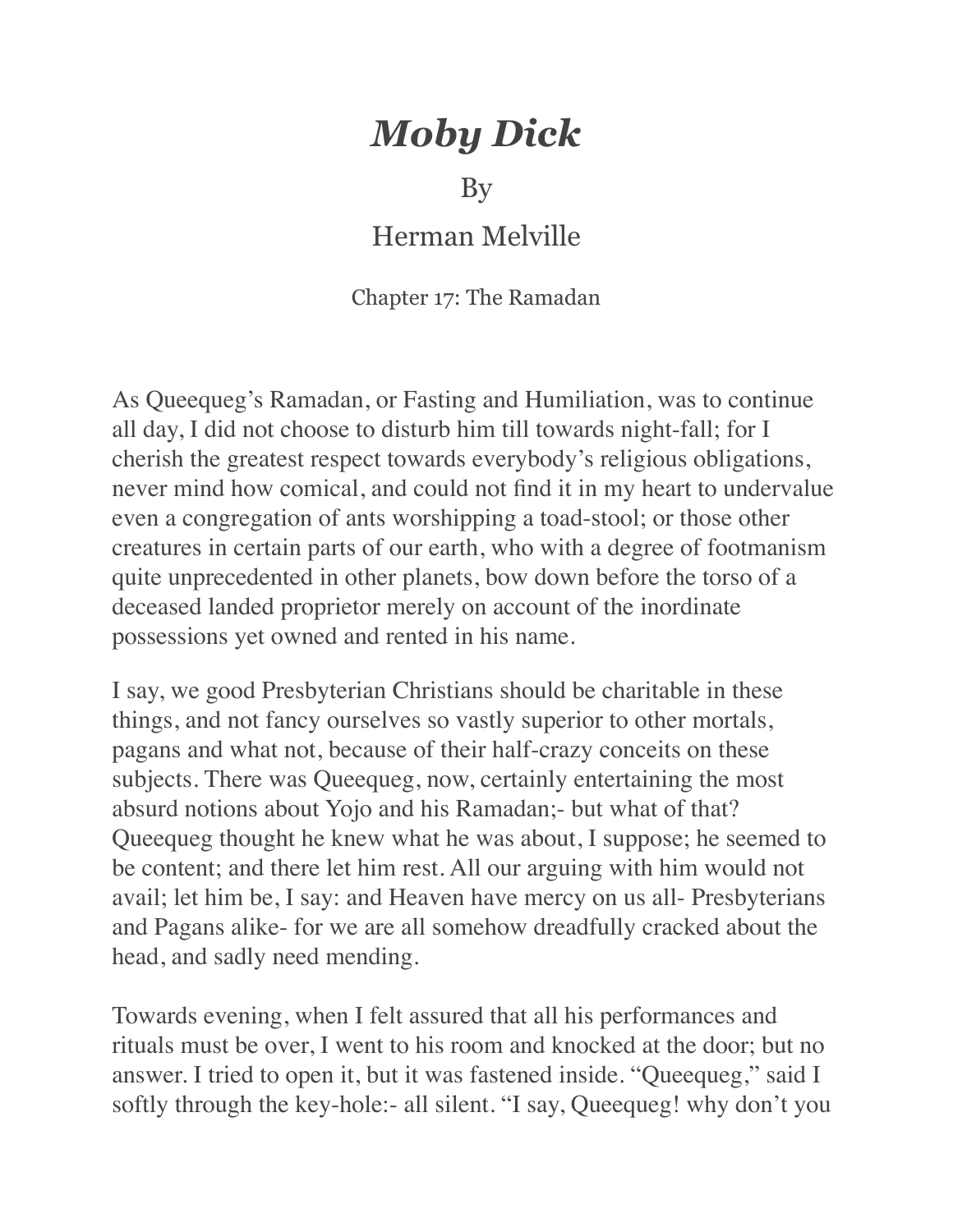# *Moby Dick*

By

Herman Melville

Chapter 17: The Ramadan

As Queequeg's Ramadan, or Fasting and Humiliation, was to continue all day, I did not choose to disturb him till towards night-fall; for I cherish the greatest respect towards everybody's religious obligations, never mind how comical, and could not find it in my heart to undervalue even a congregation of ants worshipping a toad-stool; or those other creatures in certain parts of our earth, who with a degree of footmanism quite unprecedented in other planets, bow down before the torso of a deceased landed proprietor merely on account of the inordinate possessions yet owned and rented in his name.

I say, we good Presbyterian Christians should be charitable in these things, and not fancy ourselves so vastly superior to other mortals, pagans and what not, because of their half-crazy conceits on these subjects. There was Queequeg, now, certainly entertaining the most absurd notions about Yojo and his Ramadan;- but what of that? Queequeg thought he knew what he was about, I suppose; he seemed to be content; and there let him rest. All our arguing with him would not avail; let him be, I say: and Heaven have mercy on us all- Presbyterians and Pagans alike- for we are all somehow dreadfully cracked about the head, and sadly need mending.

Towards evening, when I felt assured that all his performances and rituals must be over, I went to his room and knocked at the door; but no answer. I tried to open it, but it was fastened inside. "Queequeg," said I softly through the key-hole:- all silent. "I say, Queequeg! why don't you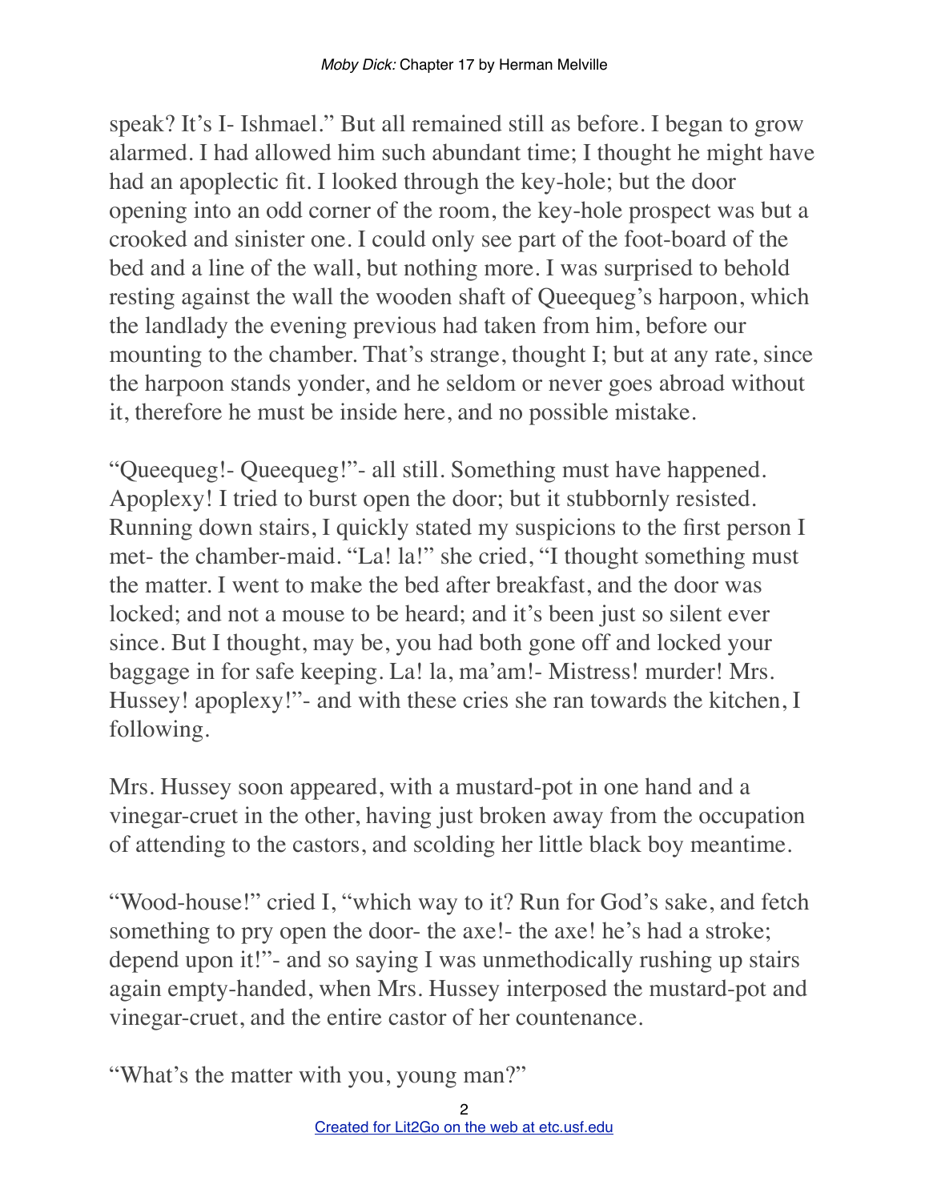speak? It's I- Ishmael." But all remained still as before. I began to grow alarmed. I had allowed him such abundant time; I thought he might have had an apoplectic fit. I looked through the key-hole; but the door opening into an odd corner of the room, the key-hole prospect was but a crooked and sinister one. I could only see part of the foot-board of the bed and a line of the wall, but nothing more. I was surprised to behold resting against the wall the wooden shaft of Queequeg's harpoon, which the landlady the evening previous had taken from him, before our mounting to the chamber. That's strange, thought I; but at any rate, since the harpoon stands yonder, and he seldom or never goes abroad without it, therefore he must be inside here, and no possible mistake.

"Queequeg!- Queequeg!"- all still. Something must have happened. Apoplexy! I tried to burst open the door; but it stubbornly resisted. Running down stairs, I quickly stated my suspicions to the first person I met- the chamber-maid. "La! la!" she cried, "I thought something must the matter. I went to make the bed after breakfast, and the door was locked; and not a mouse to be heard; and it's been just so silent ever since. But I thought, may be, you had both gone off and locked your baggage in for safe keeping. La! la, ma'am!- Mistress! murder! Mrs. Hussey! apoplexy!"- and with these cries she ran towards the kitchen, I following.

Mrs. Hussey soon appeared, with a mustard-pot in one hand and a vinegar-cruet in the other, having just broken away from the occupation of attending to the castors, and scolding her little black boy meantime.

"Wood-house!" cried I, "which way to it? Run for God's sake, and fetch something to pry open the door- the axe!- the axe! he's had a stroke; depend upon it!"- and so saying I was unmethodically rushing up stairs again empty-handed, when Mrs. Hussey interposed the mustard-pot and vinegar-cruet, and the entire castor of her countenance.

"What's the matter with you, young man?"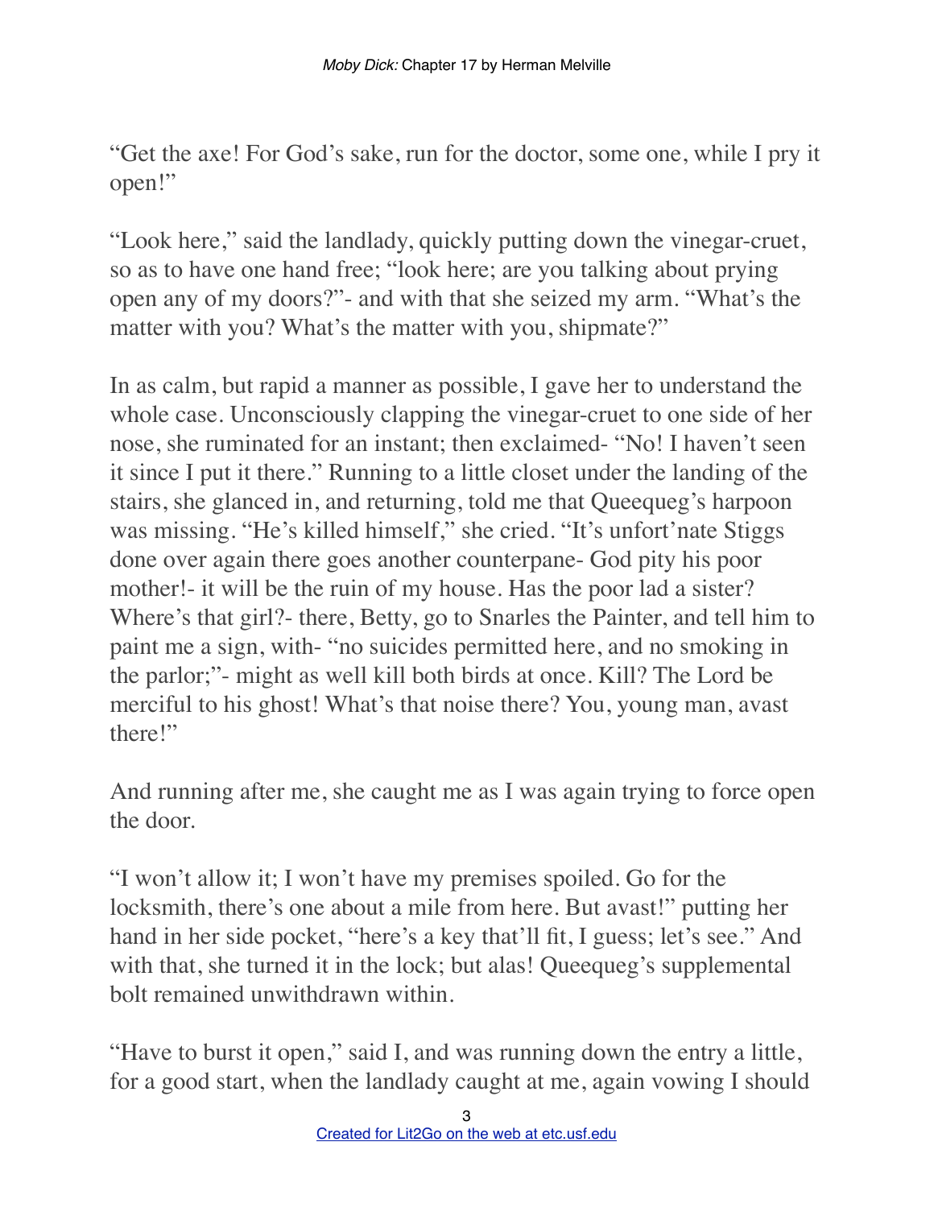"Get the axe! For God's sake, run for the doctor, some one, while I pry it open!"

"Look here," said the landlady, quickly putting down the vinegar-cruet, so as to have one hand free; "look here; are you talking about prying open any of my doors?"- and with that she seized my arm. "What's the matter with you? What's the matter with you, shipmate?"

In as calm, but rapid a manner as possible, I gave her to understand the whole case. Unconsciously clapping the vinegar-cruet to one side of her nose, she ruminated for an instant; then exclaimed- "No! I haven't seen it since I put it there." Running to a little closet under the landing of the stairs, she glanced in, and returning, told me that Queequeg's harpoon was missing. "He's killed himself," she cried. "It's unfort'nate Stiggs done over again there goes another counterpane- God pity his poor mother!- it will be the ruin of my house. Has the poor lad a sister? Where's that girl?- there, Betty, go to Snarles the Painter, and tell him to paint me a sign, with- "no suicides permitted here, and no smoking in the parlor;"- might as well kill both birds at once. Kill? The Lord be merciful to his ghost! What's that noise there? You, young man, avast there!"

And running after me, she caught me as I was again trying to force open the door.

"I won't allow it; I won't have my premises spoiled. Go for the locksmith, there's one about a mile from here. But avast!" putting her hand in her side pocket, "here's a key that'll fit, I guess; let's see." And with that, she turned it in the lock; but alas! Queequeg's supplemental bolt remained unwithdrawn within.

"Have to burst it open," said I, and was running down the entry a little, for a good start, when the landlady caught at me, again vowing I should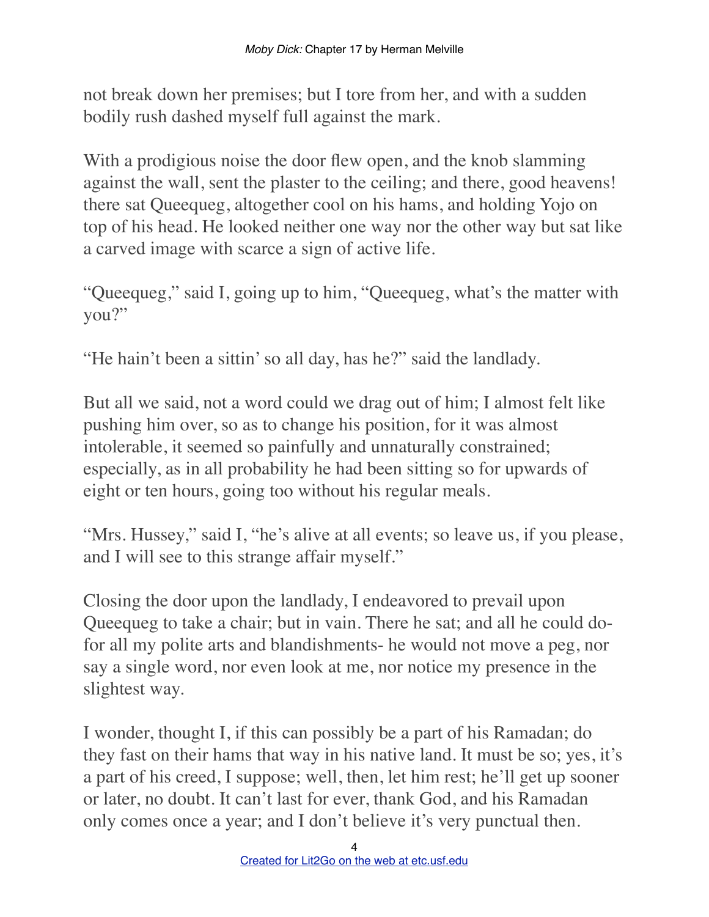not break down her premises; but I tore from her, and with a sudden bodily rush dashed myself full against the mark.

With a prodigious noise the door flew open, and the knob slamming against the wall, sent the plaster to the ceiling; and there, good heavens! there sat Queequeg, altogether cool on his hams, and holding Yojo on top of his head. He looked neither one way nor the other way but sat like a carved image with scarce a sign of active life.

"Queequeg," said I, going up to him, "Queequeg, what's the matter with you?"

"He hain't been a sittin' so all day, has he?" said the landlady.

But all we said, not a word could we drag out of him; I almost felt like pushing him over, so as to change his position, for it was almost intolerable, it seemed so painfully and unnaturally constrained; especially, as in all probability he had been sitting so for upwards of eight or ten hours, going too without his regular meals.

"Mrs. Hussey," said I, "he's alive at all events; so leave us, if you please, and I will see to this strange affair myself."

Closing the door upon the landlady, I endeavored to prevail upon Queequeg to take a chair; but in vain. There he sat; and all he could do- for all my polite arts and blandishments- he would not move a peg, nor say a single word, nor even look at me, nor notice my presence in the slightest way.

I wonder, thought I, if this can possibly be a part of his Ramadan; do they fast on their hams that way in his native land. It must be so; yes, it's a part of his creed, I suppose; well, then, let him rest; he'll get up sooner or later, no doubt. It can't last for ever, thank God, and his Ramadan only comes once a year; and I don't believe it's very punctual then.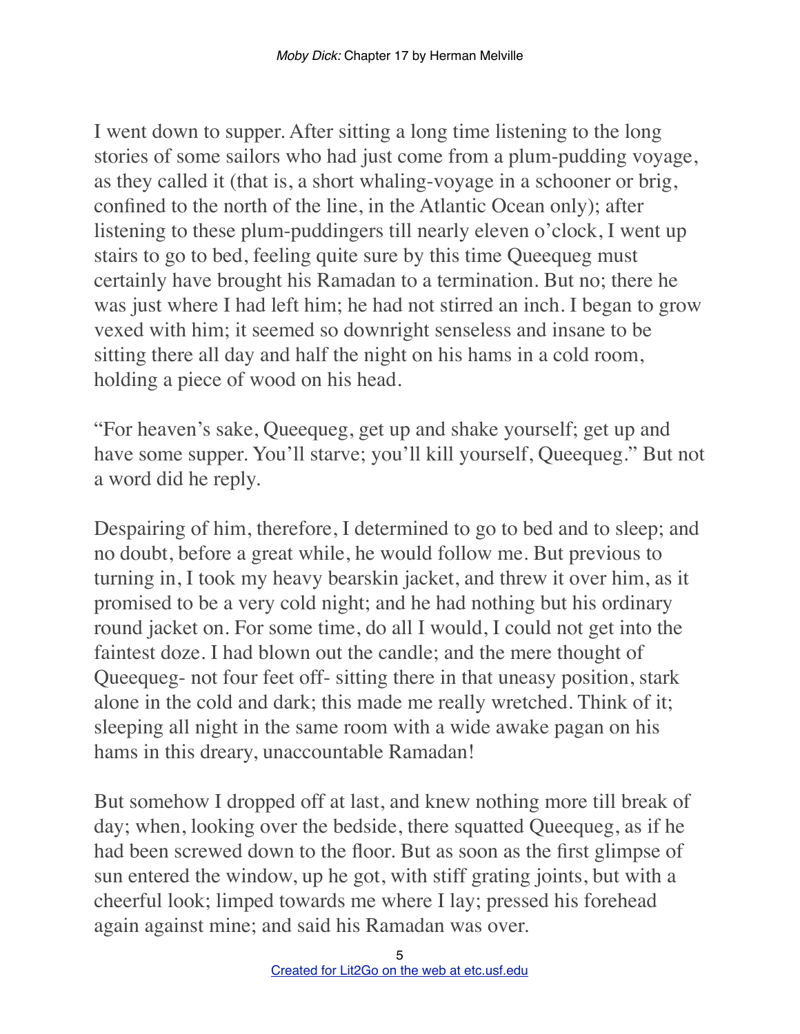I went down to supper. After sitting a long time listening to the long stories of some sailors who had just come from a plum-pudding voyage, as they called it (that is, a short whaling-voyage in a schooner or brig, confined to the north of the line, in the Atlantic Ocean only); after listening to these plum-puddingers till nearly eleven o'clock, I went up stairs to go to bed, feeling quite sure by this time Queequeg must certainly have brought his Ramadan to a termination. But no; there he was just where I had left him; he had not stirred an inch. I began to grow vexed with him; it seemed so downright senseless and insane to be sitting there all day and half the night on his hams in a cold room, holding a piece of wood on his head.

"For heaven's sake, Queequeg, get up and shake yourself; get up and have some supper. You'll starve; you'll kill yourself, Queequeg." But not a word did he reply.

Despairing of him, therefore, I determined to go to bed and to sleep; and no doubt, before a great while, he would follow me. But previous to turning in, I took my heavy bearskin jacket, and threw it over him, as it promised to be a very cold night; and he had nothing but his ordinary round jacket on. For some time, do all I would, I could not get into the faintest doze. I had blown out the candle; and the mere thought of Queequeg- not four feet off- sitting there in that uneasy position, stark alone in the cold and dark; this made me really wretched. Think of it; sleeping all night in the same room with a wide awake pagan on his hams in this dreary, unaccountable Ramadan!

But somehow I dropped off at last, and knew nothing more till break of day; when, looking over the bedside, there squatted Queequeg, as if he had been screwed down to the floor. But as soon as the first glimpse of sun entered the window, up he got, with stiff grating joints, but with a cheerful look; limped towards me where I lay; pressed his forehead again against mine; and said his Ramadan was over.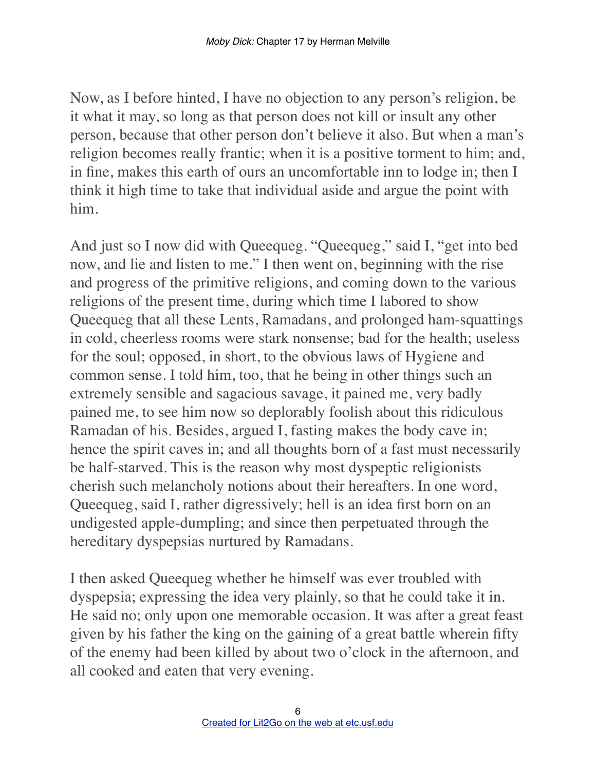Now, as I before hinted, I have no objection to any person's religion, be it what it may, so long as that person does not kill or insult any other person, because that other person don't believe it also. But when a man's religion becomes really frantic; when it is a positive torment to him; and, in fine, makes this earth of ours an uncomfortable inn to lodge in; then I think it high time to take that individual aside and argue the point with him.

And just so I now did with Queequeg. "Queequeg," said I, "get into bed now, and lie and listen to me." I then went on, beginning with the rise and progress of the primitive religions, and coming down to the various religions of the present time, during which time I labored to show Queequeg that all these Lents, Ramadans, and prolonged ham-squattings in cold, cheerless rooms were stark nonsense; bad for the health; useless for the soul; opposed, in short, to the obvious laws of Hygiene and common sense. I told him, too, that he being in other things such an extremely sensible and sagacious savage, it pained me, very badly pained me, to see him now so deplorably foolish about this ridiculous Ramadan of his. Besides, argued I, fasting makes the body cave in; hence the spirit caves in; and all thoughts born of a fast must necessarily be half-starved. This is the reason why most dyspeptic religionists cherish such melancholy notions about their hereafters. In one word, Queequeg, said I, rather digressively; hell is an idea first born on an undigested apple-dumpling; and since then perpetuated through the hereditary dyspepsias nurtured by Ramadans.

I then asked Queequeg whether he himself was ever troubled with dyspepsia; expressing the idea very plainly, so that he could take it in. He said no; only upon one memorable occasion. It was after a great feast given by his father the king on the gaining of a great battle wherein fifty of the enemy had been killed by about two o'clock in the afternoon, and all cooked and eaten that very evening.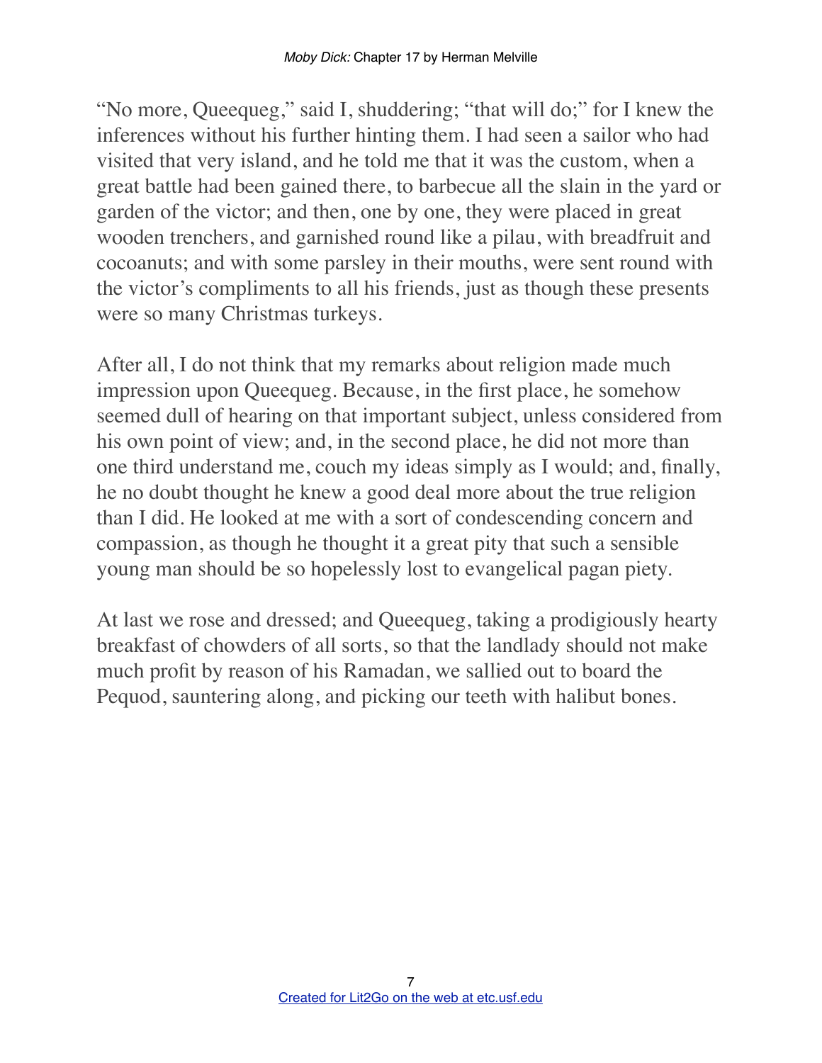"No more, Queequeg," said I, shuddering; "that will do;" for I knew the inferences without his further hinting them. I had seen a sailor who had visited that very island, and he told me that it was the custom, when a great battle had been gained there, to barbecue all the slain in the yard or garden of the victor; and then, one by one, they were placed in great wooden trenchers, and garnished round like a pilau, with breadfruit and cocoanuts; and with some parsley in their mouths, were sent round with the victor's compliments to all his friends, just as though these presents were so many Christmas turkeys.

After all, I do not think that my remarks about religion made much impression upon Queequeg. Because, in the first place, he somehow seemed dull of hearing on that important subject, unless considered from his own point of view; and, in the second place, he did not more than one third understand me, couch my ideas simply as I would; and, finally, he no doubt thought he knew a good deal more about the true religion than I did. He looked at me with a sort of condescending concern and compassion, as though he thought it a great pity that such a sensible young man should be so hopelessly lost to evangelical pagan piety.

At last we rose and dressed; and Queequeg, taking a prodigiously hearty breakfast of chowders of all sorts, so that the landlady should not make much profit by reason of his Ramadan, we sallied out to board the Pequod, sauntering along, and picking our teeth with halibut bones.